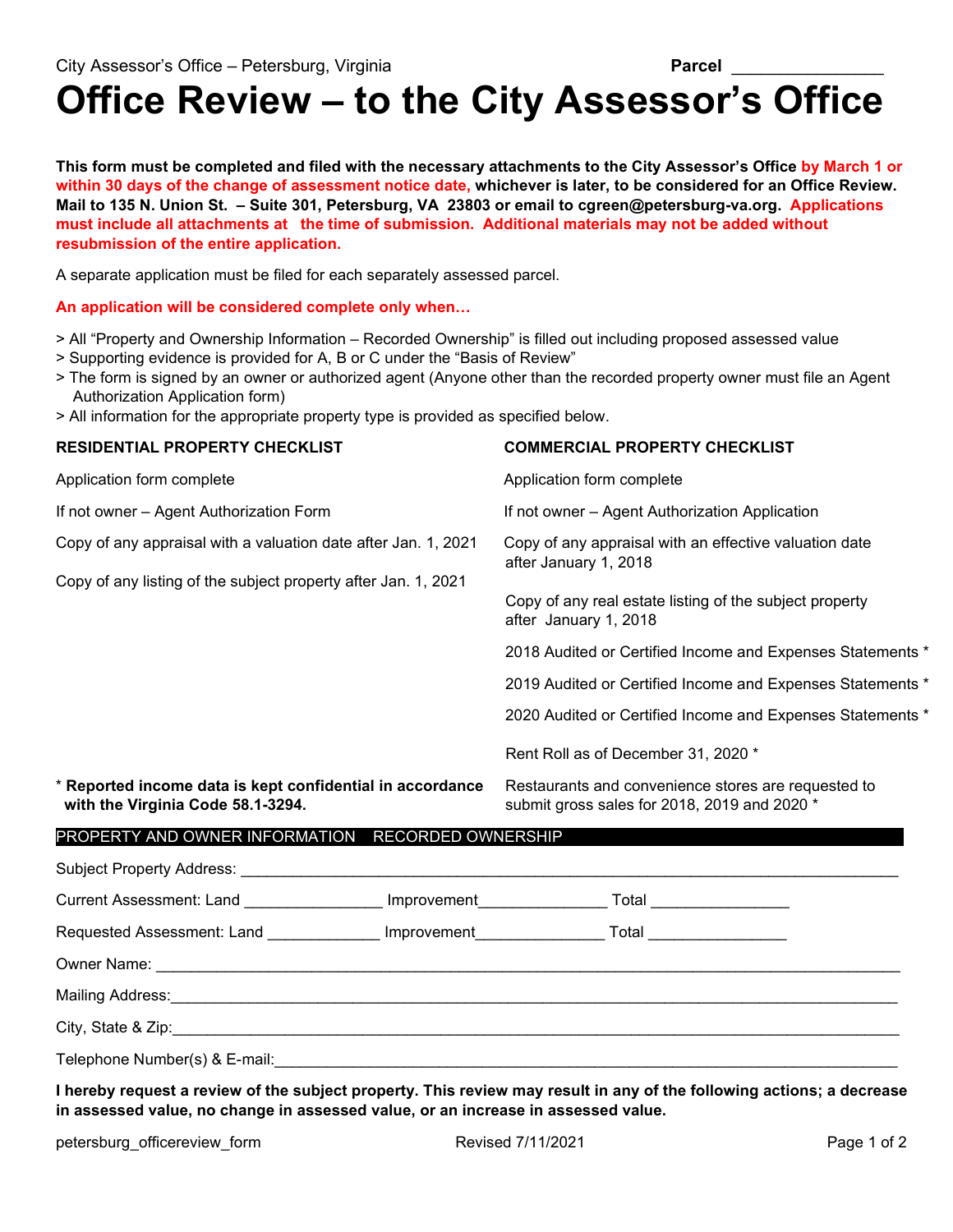City Assessor's Office – Petersburg, Virginia **Parcel** _______________

# Office Review – to the City Assessor's Office

**This form must be completed and filed with the necessary attachments to the City Assessor's Office by March 1 or within 30 days of the change of assessment notice date, whichever is later, to be considered for an Office Review. Mail to 135 N. Union St. – Suite 301, Petersburg, VA 23803 or email to cgreen@petersburg-va.org. Applications must include all attachments at the time of submission. Additional materials may not be added without resubmission of the entire application.**

A separate application must be filed for each separately assessed parcel.

**An application will be considered complete only when…**

> All "Property and Ownership Information – Recorded Ownership" is filled out including proposed assessed value
> Supporting evidence is provided for A, B or C under the "Basis of Review"
> The form is signed by an owner or authorized agent (Anyone other than the recorded property owner must file an Agent Authorization Application form)
> All information for the appropriate property type is provided as specified below.

**RESIDENTIAL PROPERTY CHECKLIST**

Application form complete

If not owner – Agent Authorization Form

Copy of any appraisal with a valuation date after Jan. 1, 2021

Copy of any listing of the subject property after Jan. 1, 2021

**COMMERCIAL PROPERTY CHECKLIST**

Application form complete

If not owner – Agent Authorization Application

Copy of any appraisal with an effective valuation date after January 1, 2018

Copy of any real estate listing of the subject property after January 1, 2018

2018 Audited or Certified Income and Expenses Statements *

2019 Audited or Certified Income and Expenses Statements *

2020 Audited or Certified Income and Expenses Statements *

Rent Roll as of December 31, 2020 *

Restaurants and convenience stores are requested to submit gross sales for 2018, 2019 and 2020 *

* **Reported income data is kept confidential in accordance with the Virginia Code 58.1-3294.**

## PROPERTY AND OWNER INFORMATION RECORDED OWNERSHIP

Subject Property Address: ______________________________________________

Current Assessment: Land ________________ Improvement_______________ Total ________________

Requested Assessment: Land _____________ Improvement_______________ Total ________________

Owner Name: ______________________________________________

Mailing Address: ______________________________________________

City, State & Zip: ______________________________________________

Telephone Number(s) & E-mail: ______________________________________________

**I hereby request a review of the subject property. This review may result in any of the following actions; a decrease in assessed value, no change in assessed value, or an increase in assessed value.**

petersburg_officereview_form Revised 7/11/2021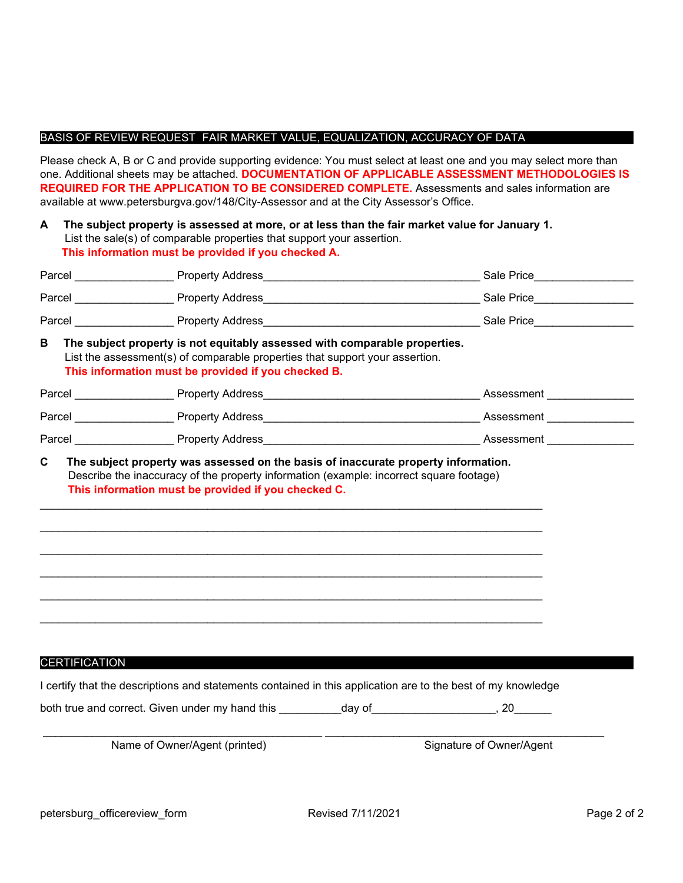## BASIS OF REVIEW REQUEST FAIR MARKET VALUE, EQUALIZATION, ACCURACY OF DATA

Please check A, B or C and provide supporting evidence: You must select at least one and you may select more than one. Additional sheets may be attached. **DOCUMENTATION OF APPLICABLE ASSESSMENT METHODOLOGIES IS REQUIRED FOR THE APPLICATION TO BE CONSIDERED COMPLETE.** Assessments and sales information are available at www.petersburgva.gov/148/City-Assessor and at the City Assessor's Office.

**A The subject property is assessed at more, or at less than the fair market value for January 1.**
List the sale(s) of comparable properties that support your assertion.
**This information must be provided if you checked A.**

Parcel _______________ Property Address_________________________________ Sale Price_______________

Parcel _______________ Property Address_________________________________ Sale Price_______________

Parcel _______________ Property Address_________________________________ Sale Price_______________

**B The subject property is not equitably assessed with comparable properties.**
List the assessment(s) of comparable properties that support your assertion.
**This information must be provided if you checked B.**

Parcel _______________ Property Address_________________________________ Assessment _____________

Parcel _______________ Property Address_________________________________ Assessment _____________

Parcel _______________ Property Address_________________________________ Assessment _____________

**C The subject property was assessed on the basis of inaccurate property information.**
Describe the inaccuracy of the property information (example: incorrect square footage)
**This information must be provided if you checked C.**

_______________________________________________________________________________

_______________________________________________________________________________

_______________________________________________________________________________

_______________________________________________________________________________

_______________________________________________________________________________

_______________________________________________________________________________

## CERTIFICATION

I certify that the descriptions and statements contained in this application are to the best of my knowledge

both true and correct. Given under my hand this __________day of___________________, 20______

_____________________________________________ _____________________________________________

Name of Owner/Agent (printed) Signature of Owner/Agent

petersburg_officereview_form Revised 7/11/2021